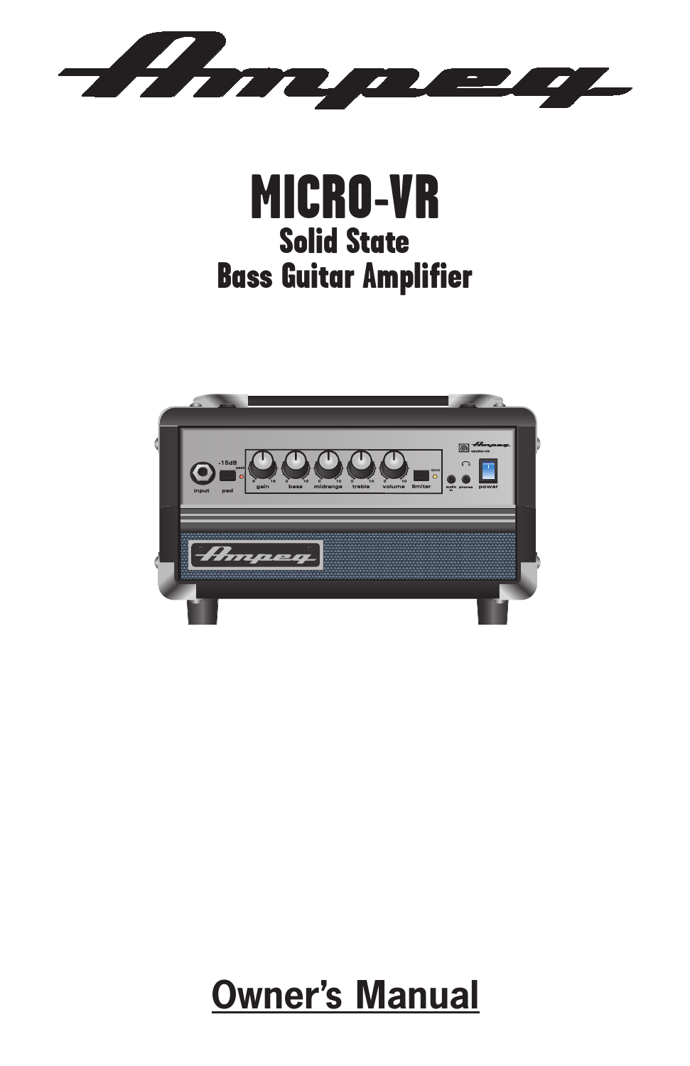# Ampeg

# MICRO-VR

## Solid State
## Bass Guitar Amplifier

## Owner's Manual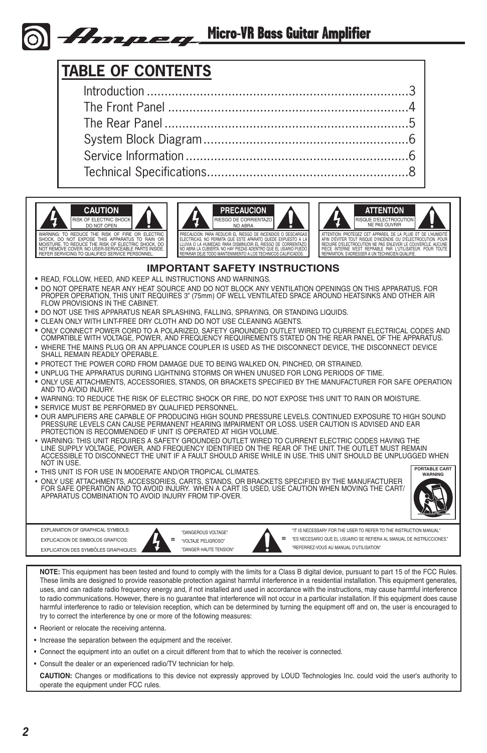# Micro-VR Bass Guitar Amplifier

## TABLE OF CONTENTS

| | |
|---|---|
| Introduction | 3 |
| The Front Panel | 4 |
| The Rear Panel | 5 |
| System Block Diagram | 6 |
| Service Information | 6 |
| Technical Specifications | 8 |

**CAUTION**
RISK OF ELECTRIC SHOCK
DO NOT OPEN

WARNING: TO REDUCE THE RISK OF FIRE OR ELECTRIC SHOCK, DO NOT EXPOSE THIS APPARATUS TO RAIN OR MOISTURE. TO REDUCE THE RISK OF ELECTRIC SHOCK, DO NOT REMOVE COVER. NO USER-SERVICEABLE PARTS INSIDE. REFER SERVICING TO QUALIFIED SERVICE PERSONNEL.

**PRECAUCION**
RIESGO DE CORRIENTAZO
NO ABRA

PRECAUCION: PARA REDUCIR EL RIESGO DE INCENDIOS O DESCARGAS ELECTRICAS, NO PERMITA QUE ESTE APARATO QUEDE EXPUESTO A LA LLUVIA O LA HUMEDAD. PARA DISMINUOIR EL RIESGO DE CORRIENTAZO, NO ABRA LA CUBIERTA. NO HAY PIEZAS ADENTRO QUE EL USARIO PUEDO REPARAR DEJE TODO MANTENIMIENTO A LOS TECHNICOS CALIFICADOS.

**ATTENTION**
RISQUE D'ELECTROCUTION
NE PAS OUVRIR

ATTENTION: PROTÉGEZ CET APPAREIL DE LA PLUIE ET DE L'HUMIDITÉ AFIN D'ÉVITER TOUT RISQUE D'INCENDIE OU D'ÉLECTROCUTION. POUR REDUIRE D'ELECTROCUTION NE PAS ENLEVER LE COUVERCLE. AUCUNE PIECE INTERNE N'EST REPRABLE PAR L'UTILISATEUR. POUR TOUTE REPARATION, S'ADRESSER A UN TECHNICIEN QUALIFIE.

### IMPORTANT SAFETY INSTRUCTIONS

- READ, FOLLOW, HEED, AND KEEP ALL INSTRUCTIONS AND WARNINGS.
- DO NOT OPERATE NEAR ANY HEAT SOURCE AND DO NOT BLOCK ANY VENTILATION OPENINGS ON THIS APPARATUS. FOR PROPER OPERATION, THIS UNIT REQUIRES 3" (75mm) OF WELL VENTILATED SPACE AROUND HEATSINKS AND OTHER AIR FLOW PROVISIONS IN THE CABINET.
- DO NOT USE THIS APPARATUS NEAR SPLASHING, FALLING, SPRAYING, OR STANDING LIQUIDS.
- CLEAN ONLY WITH LINT-FREE DRY CLOTH AND DO NOT USE CLEANING AGENTS.
- ONLY CONNECT POWER CORD TO A POLARIZED, SAFETY GROUNDED OUTLET WIRED TO CURRENT ELECTRICAL CODES AND COMPATIBLE WITH VOLTAGE, POWER, AND FREQUENCY REQUIREMENTS STATED ON THE REAR PANEL OF THE APPARATUS.
- WHERE THE MAINS PLUG OR AN APPLIANCE COUPLER IS USED AS THE DISCONNECT DEVICE, THE DISCONNECT DEVICE SHALL REMAIN READILY OPERABLE.
- PROTECT THE POWER CORD FROM DAMAGE DUE TO BEING WALKED ON, PINCHED, OR STRAINED.
- UNPLUG THE APPARATUS DURING LIGHTNING STORMS OR WHEN UNUSED FOR LONG PERIODS OF TIME.
- ONLY USE ATTACHMENTS, ACCESSORIES, STANDS, OR BRACKETS SPECIFIED BY THE MANUFACTURER FOR SAFE OPERATION AND TO AVOID INJURY.
- WARNING: TO REDUCE THE RISK OF ELECTRIC SHOCK OR FIRE, DO NOT EXPOSE THIS UNIT TO RAIN OR MOISTURE.
- SERVICE MUST BE PERFORMED BY QUALIFIED PERSONNEL.
- OUR AMPLIFIERS ARE CAPABLE OF PRODUCING HIGH SOUND PRESSURE LEVELS. CONTINUED EXPOSURE TO HIGH SOUND PRESSURE LEVELS CAN CAUSE PERMANENT HEARING IMPAIRMENT OR LOSS. USER CAUTION IS ADVISED AND EAR PROTECTION IS RECOMMENDED IF UNIT IS OPERATED AT HIGH VOLUME.
- WARNING: THIS UNIT REQUIRES A SAFETY GROUNDED OUTLET WIRED TO CURRENT ELECTRIC CODES HAVING THE LINE SUPPLY VOLTAGE, POWER, AND FREQUENCY IDENTIFIED ON THE REAR OF THE UNIT. THE OUTLET MUST REMAIN ACCESSIBLE TO DISCONNECT THE UNIT IF A FAULT SHOULD ARISE WHILE IN USE. THIS UNIT SHOULD BE UNPLUGGED WHEN NOT IN USE.
- THIS UNIT IS FOR USE IN MODERATE AND/OR TROPICAL CLIMATES.
- ONLY USE ATTACHMENTS, ACCESSORIES, CARTS, STANDS, OR BRACKETS SPECIFIED BY THE MANUFACTURER FOR SAFE OPERATION AND TO AVOID INJURY. WHEN A CART IS USED, USE CAUTION WHEN MOVING THE CART/APPARATUS COMBINATION TO AVOID INJURY FROM TIP-OVER.

PORTABLE CART WARNING

EXPLANATION OF GRAPHICAL SYMBOLS:
EXPLICACION DE SIMBOLOS GRAFICOS:
EXPLICATION DES SYMBÔLES GRAPHIQUES:

= "DANGEROUS VOLTAGE" "VOLTAJE PELIGROSO" "DANGER HAUTE TENSION"

= "IT IS NECESSARY FOR THE USER TO REFER TO THE INSTRUCTION MANUAL" "ES NECESARIO QUE EL USUARIO SE REFIERA AL MANUAL DE INSTRUCCIONES." "REFERREZ-VOUS AU MANUAL D'UTILISATION"

**NOTE:** This equipment has been tested and found to comply with the limits for a Class B digital device, pursuant to part 15 of the FCC Rules. These limits are designed to provide reasonable protection against harmful interference in a residential installation. This equipment generates, uses, and can radiate radio frequency energy and, if not installed and used in accordance with the instructions, may cause harmful interference to radio communications. However, there is no guarantee that interference will not occur in a particular installation. If this equipment does cause harmful interference to radio or television reception, which can be determined by turning the equipment off and on, the user is encouraged to try to correct the interference by one or more of the following measures:

- Reorient or relocate the receiving antenna.
- Increase the separation between the equipment and the receiver.
- Connect the equipment into an outlet on a circuit different from that to which the receiver is connected.
- Consult the dealer or an experienced radio/TV technician for help.

**CAUTION:** Changes or modifications to this device not expressly approved by LOUD Technologies Inc. could void the user's authority to operate the equipment under FCC rules.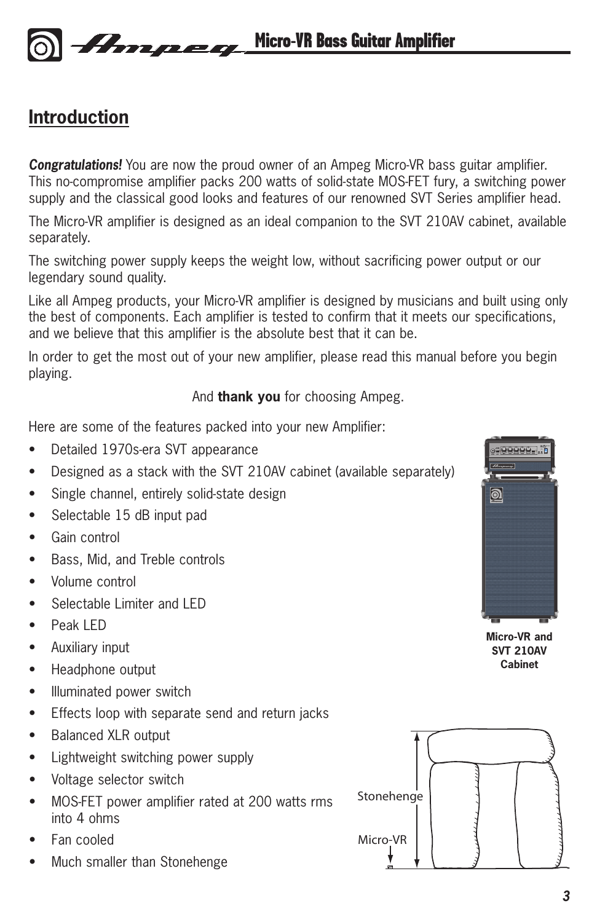## Introduction

***Congratulations!*** You are now the proud owner of an Ampeg Micro-VR bass guitar amplifier. This no-compromise amplifier packs 200 watts of solid-state MOS-FET fury, a switching power supply and the classical good looks and features of our renowned SVT Series amplifier head.

The Micro-VR amplifier is designed as an ideal companion to the SVT 210AV cabinet, available separately.

The switching power supply keeps the weight low, without sacrificing power output or our legendary sound quality.

Like all Ampeg products, your Micro-VR amplifier is designed by musicians and built using only the best of components. Each amplifier is tested to confirm that it meets our specifications, and we believe that this amplifier is the absolute best that it can be.

In order to get the most out of your new amplifier, please read this manual before you begin playing.

And **thank you** for choosing Ampeg.

Here are some of the features packed into your new Amplifier:

- Detailed 1970s-era SVT appearance
- Designed as a stack with the SVT 210AV cabinet (available separately)
- Single channel, entirely solid-state design
- Selectable 15 dB input pad
- Gain control
- Bass, Mid, and Treble controls
- Volume control
- Selectable Limiter and LED
- Peak LED
- Auxiliary input
- Headphone output
- Illuminated power switch
- Effects loop with separate send and return jacks
- Balanced XLR output
- Lightweight switching power supply
- Voltage selector switch
- MOS-FET power amplifier rated at 200 watts rms into 4 ohms
- Fan cooled
- Much smaller than Stonehenge

**Micro-VR and SVT 210AV Cabinet**

Stonehenge

Micro-VR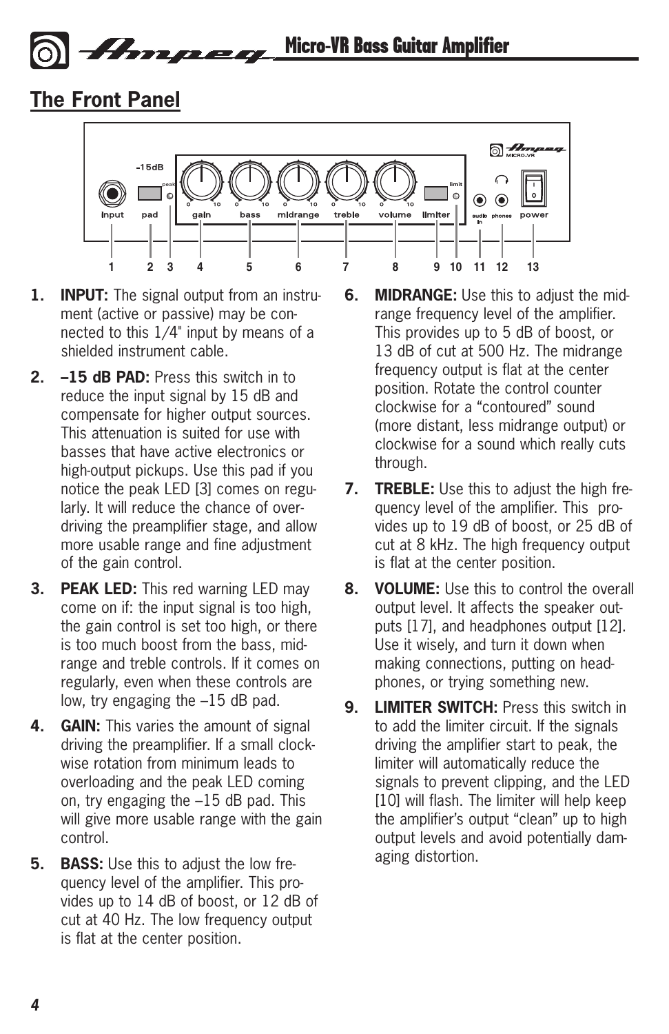## The Front Panel

1. **INPUT:** The signal output from an instrument (active or passive) may be connected to this 1/4" input by means of a shielded instrument cable.

2. **–15 dB PAD:** Press this switch in to reduce the input signal by 15 dB and compensate for higher output sources. This attenuation is suited for use with basses that have active electronics or high-output pickups. Use this pad if you notice the peak LED [3] comes on regularly. It will reduce the chance of overdriving the preamplifier stage, and allow more usable range and fine adjustment of the gain control.

3. **PEAK LED:** This red warning LED may come on if: the input signal is too high, the gain control is set too high, or there is too much boost from the bass, midrange and treble controls. If it comes on regularly, even when these controls are low, try engaging the –15 dB pad.

4. **GAIN:** This varies the amount of signal driving the preamplifier. If a small clockwise rotation from minimum leads to overloading and the peak LED coming on, try engaging the –15 dB pad. This will give more usable range with the gain control.

5. **BASS:** Use this to adjust the low frequency level of the amplifier. This provides up to 14 dB of boost, or 12 dB of cut at 40 Hz. The low frequency output is flat at the center position.

6. **MIDRANGE:** Use this to adjust the midrange frequency level of the amplifier. This provides up to 5 dB of boost, or 13 dB of cut at 500 Hz. The midrange frequency output is flat at the center position. Rotate the control counter clockwise for a "contoured" sound (more distant, less midrange output) or clockwise for a sound which really cuts through.

7. **TREBLE:** Use this to adjust the high frequency level of the amplifier. This provides up to 19 dB of boost, or 25 dB of cut at 8 kHz. The high frequency output is flat at the center position.

8. **VOLUME:** Use this to control the overall output level. It affects the speaker outputs [17], and headphones output [12]. Use it wisely, and turn it down when making connections, putting on headphones, or trying something new.

9. **LIMITER SWITCH:** Press this switch in to add the limiter circuit. If the signals driving the amplifier start to peak, the limiter will automatically reduce the signals to prevent clipping, and the LED [10] will flash. The limiter will help keep the amplifier's output "clean" up to high output levels and avoid potentially damaging distortion.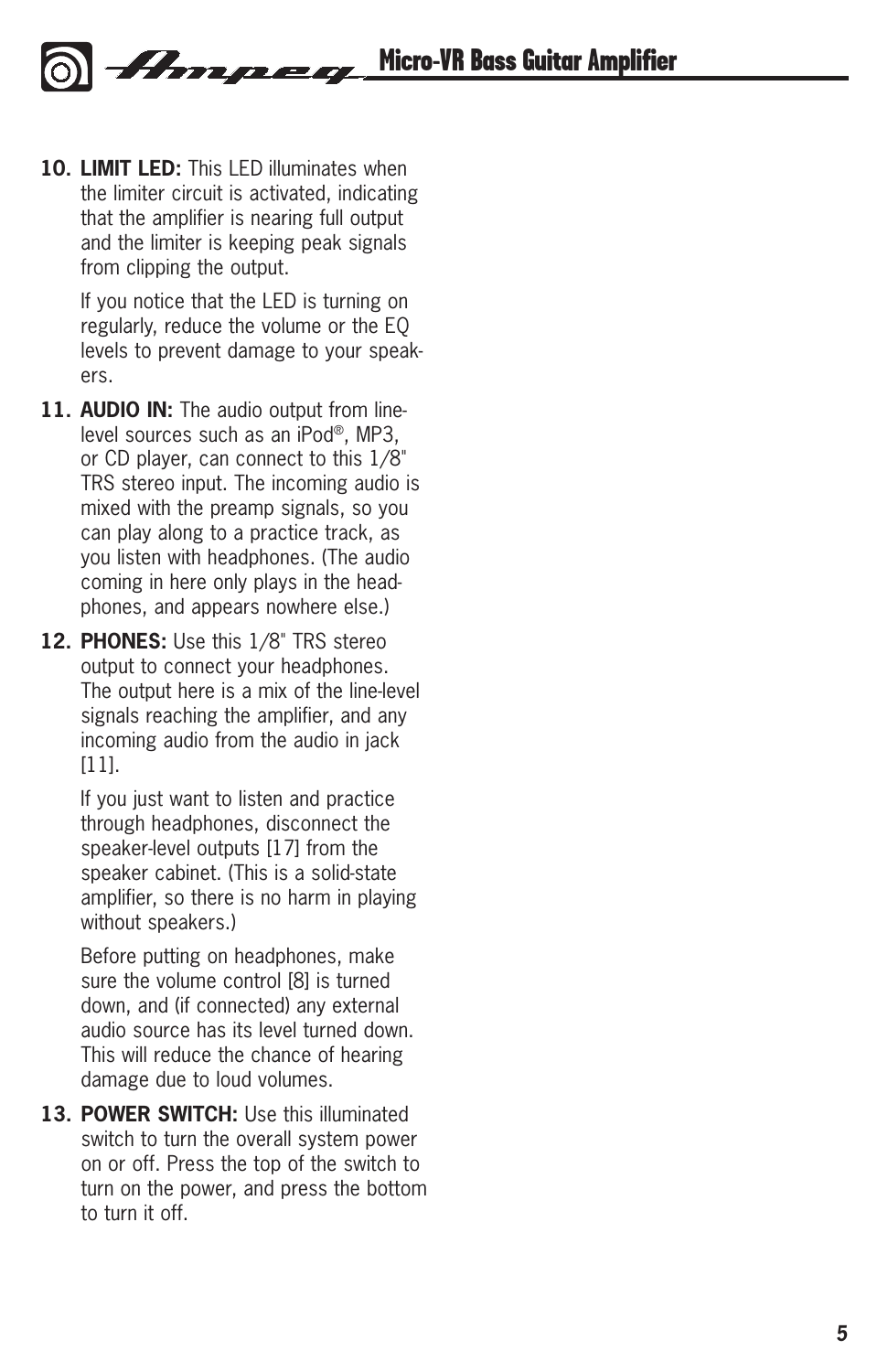10. **LIMIT LED:** This LED illuminates when the limiter circuit is activated, indicating that the amplifier is nearing full output and the limiter is keeping peak signals from clipping the output.

    If you notice that the LED is turning on regularly, reduce the volume or the EQ levels to prevent damage to your speakers.

11. **AUDIO IN:** The audio output from line-level sources such as an iPod®, MP3, or CD player, can connect to this 1/8" TRS stereo input. The incoming audio is mixed with the preamp signals, so you can play along to a practice track, as you listen with headphones. (The audio coming in here only plays in the headphones, and appears nowhere else.)

12. **PHONES:** Use this 1/8" TRS stereo output to connect your headphones. The output here is a mix of the line-level signals reaching the amplifier, and any incoming audio from the audio in jack [11].

    If you just want to listen and practice through headphones, disconnect the speaker-level outputs [17] from the speaker cabinet. (This is a solid-state amplifier, so there is no harm in playing without speakers.)

    Before putting on headphones, make sure the volume control [8] is turned down, and (if connected) any external audio source has its level turned down. This will reduce the chance of hearing damage due to loud volumes.

13. **POWER SWITCH:** Use this illuminated switch to turn the overall system power on or off. Press the top of the switch to turn on the power, and press the bottom to turn it off.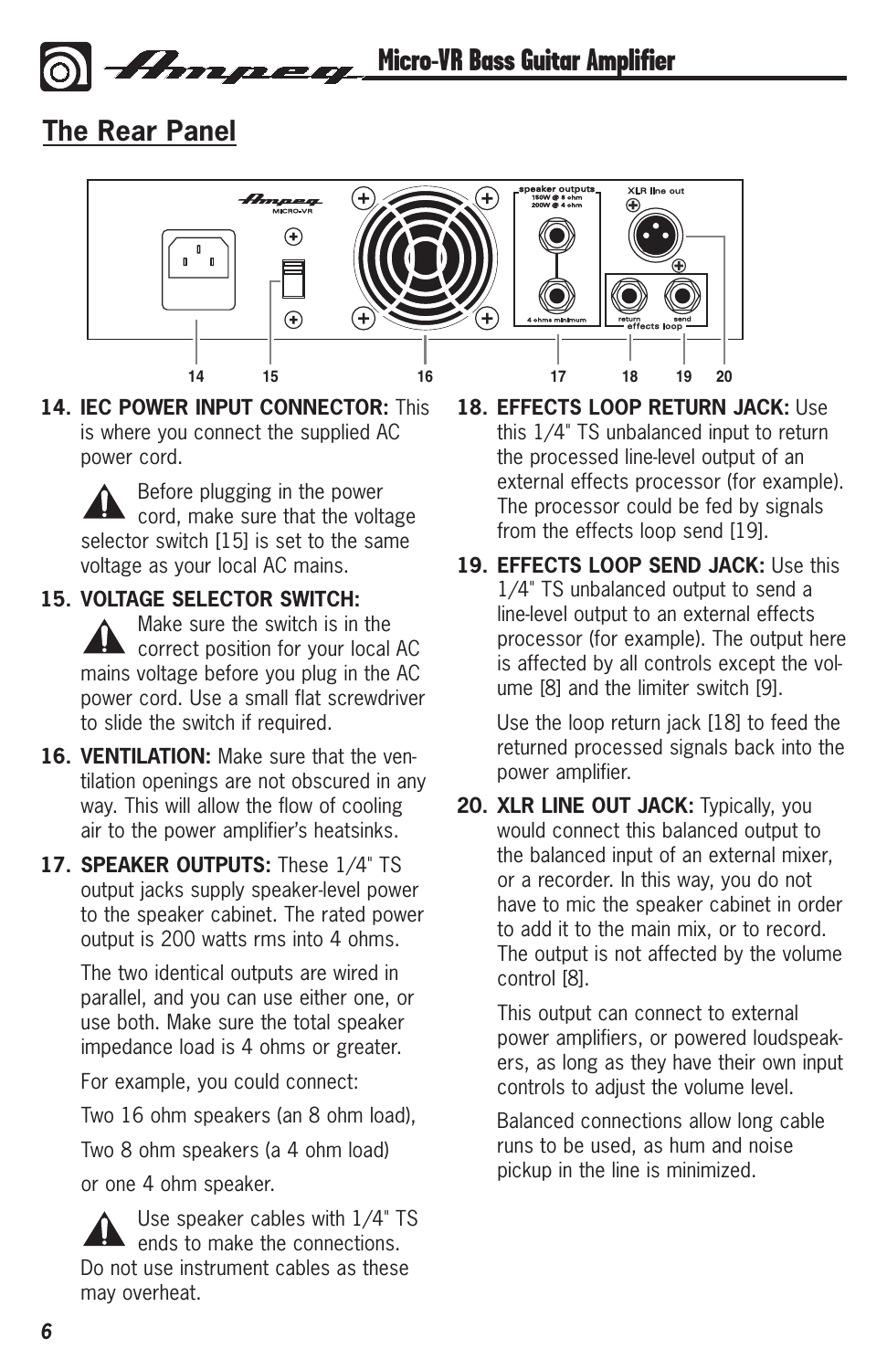## The Rear Panel

**14. IEC POWER INPUT CONNECTOR:** This is where you connect the supplied AC power cord.

⚠ Before plugging in the power cord, make sure that the voltage selector switch [15] is set to the same voltage as your local AC mains.

**15. VOLTAGE SELECTOR SWITCH:**

⚠ Make sure the switch is in the correct position for your local AC mains voltage before you plug in the AC power cord. Use a small flat screwdriver to slide the switch if required.

**16. VENTILATION:** Make sure that the ventilation openings are not obscured in any way. This will allow the flow of cooling air to the power amplifier's heatsinks.

**17. SPEAKER OUTPUTS:** These 1/4" TS output jacks supply speaker-level power to the speaker cabinet. The rated power output is 200 watts rms into 4 ohms.

The two identical outputs are wired in parallel, and you can use either one, or use both. Make sure the total speaker impedance load is 4 ohms or greater.

For example, you could connect:

Two 16 ohm speakers (an 8 ohm load),

Two 8 ohm speakers (a 4 ohm load)

or one 4 ohm speaker.

⚠ Use speaker cables with 1/4" TS ends to make the connections. Do not use instrument cables as these may overheat.

**18. EFFECTS LOOP RETURN JACK:** Use this 1/4" TS unbalanced input to return the processed line-level output of an external effects processor (for example). The processor could be fed by signals from the effects loop send [19].

**19. EFFECTS LOOP SEND JACK:** Use this 1/4" TS unbalanced output to send a line-level output to an external effects processor (for example). The output here is affected by all controls except the volume [8] and the limiter switch [9].

Use the loop return jack [18] to feed the returned processed signals back into the power amplifier.

**20. XLR LINE OUT JACK:** Typically, you would connect this balanced output to the balanced input of an external mixer, or a recorder. In this way, you do not have to mic the speaker cabinet in order to add it to the main mix, or to record. The output is not affected by the volume control [8].

This output can connect to external power amplifiers, or powered loudspeakers, as long as they have their own input controls to adjust the volume level.

Balanced connections allow long cable runs to be used, as hum and noise pickup in the line is minimized.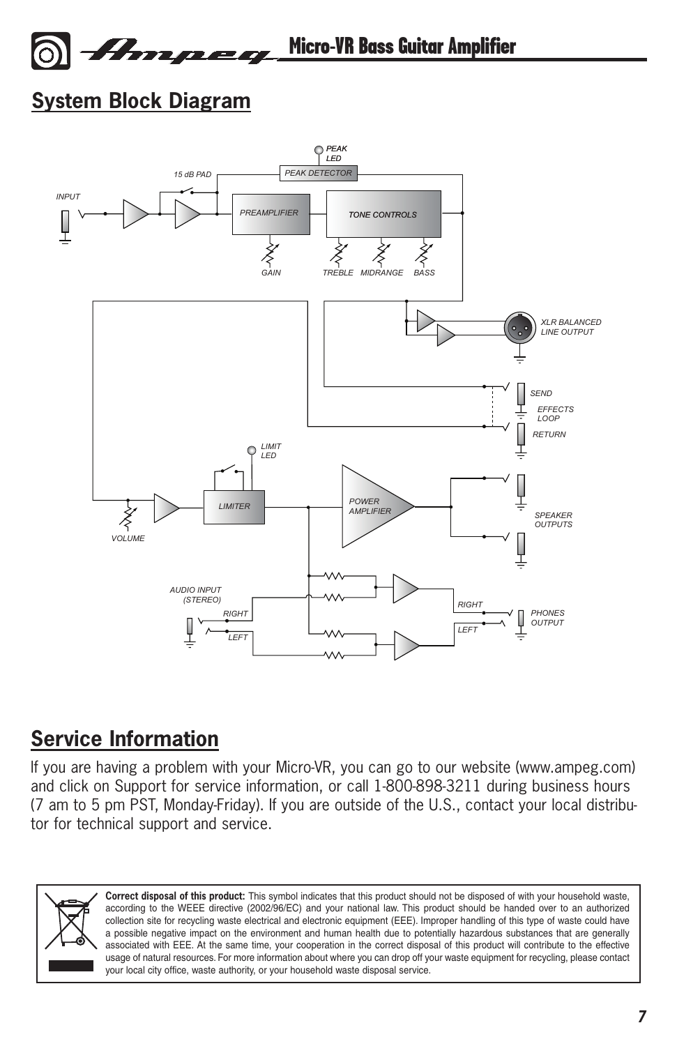## System Block Diagram

INPUT

15 dB PAD

PEAK LED

PEAK DETECTOR

PREAMPLIFIER

TONE CONTROLS

GAIN

TREBLE MIDRANGE BASS

XLR BALANCED LINE OUTPUT

SEND

EFFECTS LOOP

RETURN

LIMIT LED

LIMITER

POWER AMPLIFIER

SPEAKER OUTPUTS

VOLUME

AUDIO INPUT (STEREO)

RIGHT

LEFT

RIGHT

LEFT

PHONES OUTPUT

## Service Information

If you are having a problem with your Micro-VR, you can go to our website (www.ampeg.com) and click on Support for service information, or call 1-800-898-3211 during business hours (7 am to 5 pm PST, Monday-Friday). If you are outside of the U.S., contact your local distributor for technical support and service.

**Correct disposal of this product:** This symbol indicates that this product should not be disposed of with your household waste, according to the WEEE directive (2002/96/EC) and your national law. This product should be handed over to an authorized collection site for recycling waste electrical and electronic equipment (EEE). Improper handling of this type of waste could have a possible negative impact on the environment and human health due to potentially hazardous substances that are generally associated with EEE. At the same time, your cooperation in the correct disposal of this product will contribute to the effective usage of natural resources. For more information about where you can drop off your waste equipment for recycling, please contact your local city office, waste authority, or your household waste disposal service.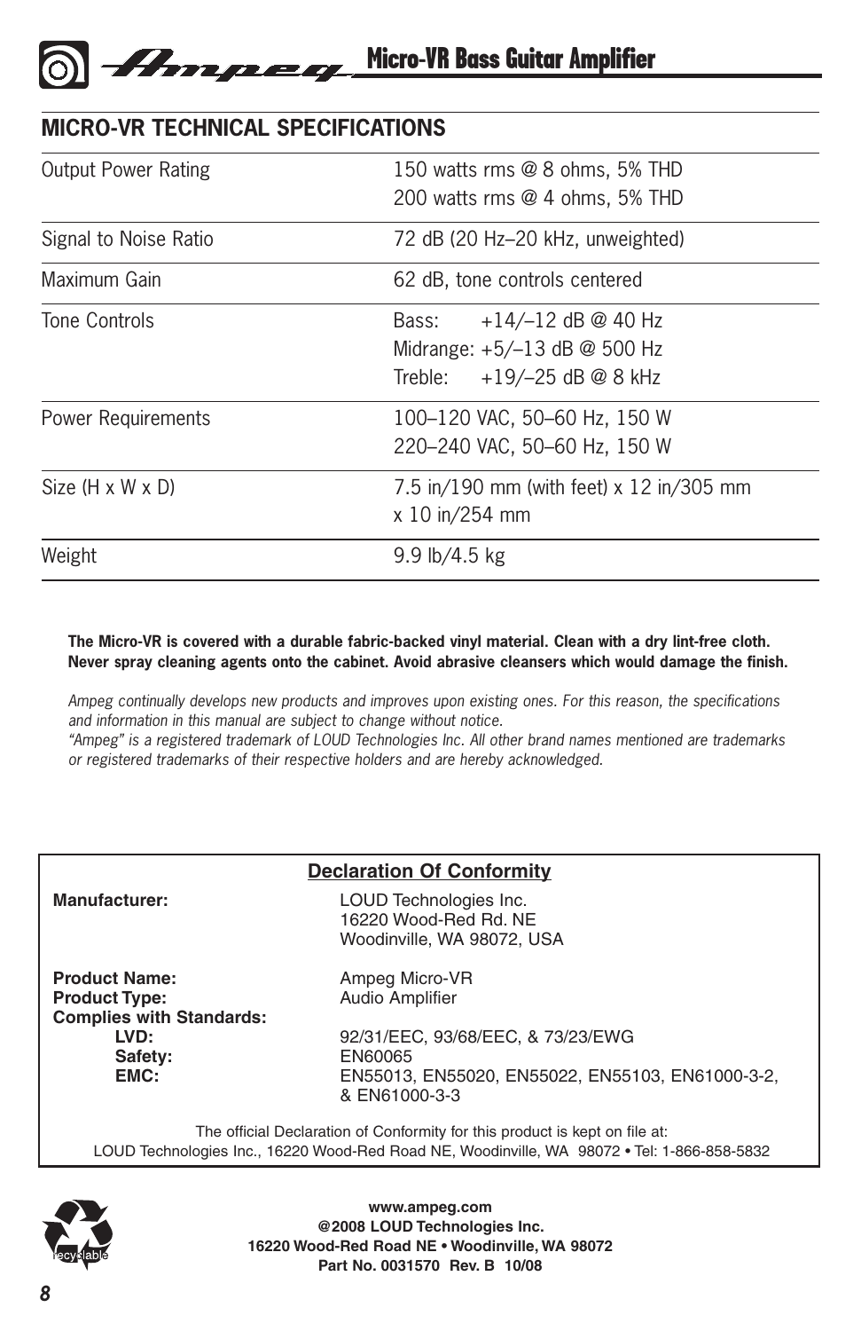## MICRO-VR TECHNICAL SPECIFICATIONS

| | |
|---|---|
| Output Power Rating | 150 watts rms @ 8 ohms, 5% THD<br>200 watts rms @ 4 ohms, 5% THD |
| Signal to Noise Ratio | 72 dB (20 Hz–20 kHz, unweighted) |
| Maximum Gain | 62 dB, tone controls centered |
| Tone Controls | Bass: +14/–12 dB @ 40 Hz<br>Midrange: +5/–13 dB @ 500 Hz<br>Treble: +19/–25 dB @ 8 kHz |
| Power Requirements | 100–120 VAC, 50–60 Hz, 150 W<br>220–240 VAC, 50–60 Hz, 150 W |
| Size (H x W x D) | 7.5 in/190 mm (with feet) x 12 in/305 mm x 10 in/254 mm |
| Weight | 9.9 lb/4.5 kg |

**The Micro-VR is covered with a durable fabric-backed vinyl material. Clean with a dry lint-free cloth. Never spray cleaning agents onto the cabinet. Avoid abrasive cleansers which would damage the finish.**

*Ampeg continually develops new products and improves upon existing ones. For this reason, the specifications and information in this manual are subject to change without notice.*
*"Ampeg" is a registered trademark of LOUD Technologies Inc. All other brand names mentioned are trademarks or registered trademarks of their respective holders and are hereby acknowledged.*

**Declaration Of Conformity**

| | |
|---|---|
| **Manufacturer:** | LOUD Technologies Inc.<br>16220 Wood-Red Rd. NE<br>Woodinville, WA 98072, USA |
| **Product Name:** | Ampeg Micro-VR |
| **Product Type:** | Audio Amplifier |
| **Complies with Standards:** | |
| **LVD:** | 92/31/EEC, 93/68/EEC, & 73/23/EWG |
| **Safety:** | EN60065 |
| **EMC:** | EN55013, EN55020, EN55022, EN55103, EN61000-3-2, & EN61000-3-3 |

The official Declaration of Conformity for this product is kept on file at:
LOUD Technologies Inc., 16220 Wood-Red Road NE, Woodinville, WA 98072 • Tel: 1-866-858-5832

recyclable

**www.ampeg.com**
**@2008 LOUD Technologies Inc.**
**16220 Wood-Red Road NE • Woodinville, WA 98072**
**Part No. 0031570 Rev. B 10/08**